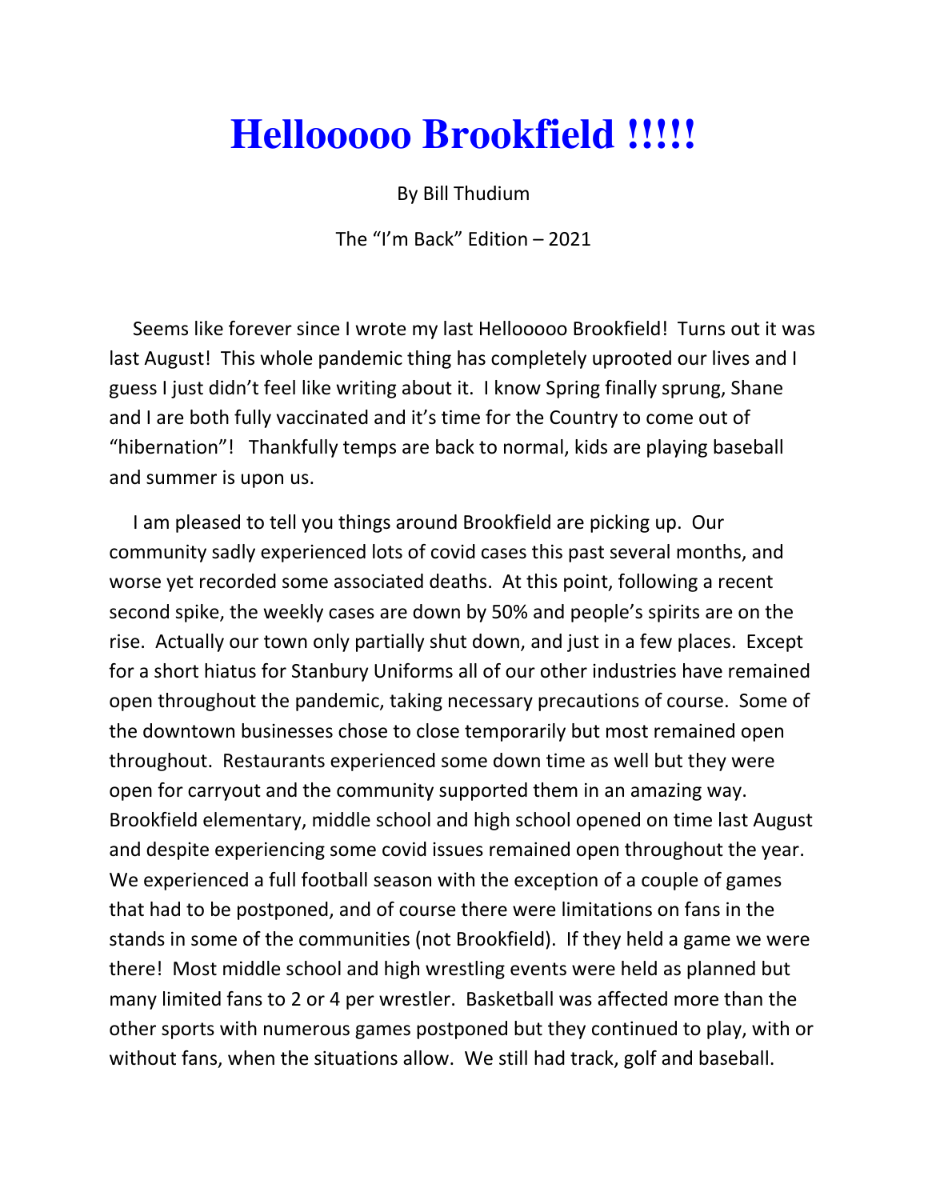# Hellooooo Brookfield !!!!!

By Bill Thudium

The "I'm Back" Edition – 2021

Seems like forever since I wrote my last Hellooooo Brookfield! Turns out it was last August! This whole pandemic thing has completely uprooted our lives and I guess I just didn't feel like writing about it. I know Spring finally sprung, Shane and I are both fully vaccinated and it's time for the Country to come out of "hibernation"! Thankfully temps are back to normal, kids are playing baseball and summer is upon us.

I am pleased to tell you things around Brookfield are picking up. Our community sadly experienced lots of covid cases this past several months, and worse yet recorded some associated deaths. At this point, following a recent second spike, the weekly cases are down by 50% and people's spirits are on the rise. Actually our town only partially shut down, and just in a few places. Except for a short hiatus for Stanbury Uniforms all of our other industries have remained open throughout the pandemic, taking necessary precautions of course. Some of the downtown businesses chose to close temporarily but most remained open throughout. Restaurants experienced some down time as well but they were open for carryout and the community supported them in an amazing way. Brookfield elementary, middle school and high school opened on time last August and despite experiencing some covid issues remained open throughout the year. We experienced a full football season with the exception of a couple of games that had to be postponed, and of course there were limitations on fans in the stands in some of the communities (not Brookfield). If they held a game we were there! Most middle school and high wrestling events were held as planned but many limited fans to 2 or 4 per wrestler. Basketball was affected more than the other sports with numerous games postponed but they continued to play, with or without fans, when the situations allow. We still had track, golf and baseball.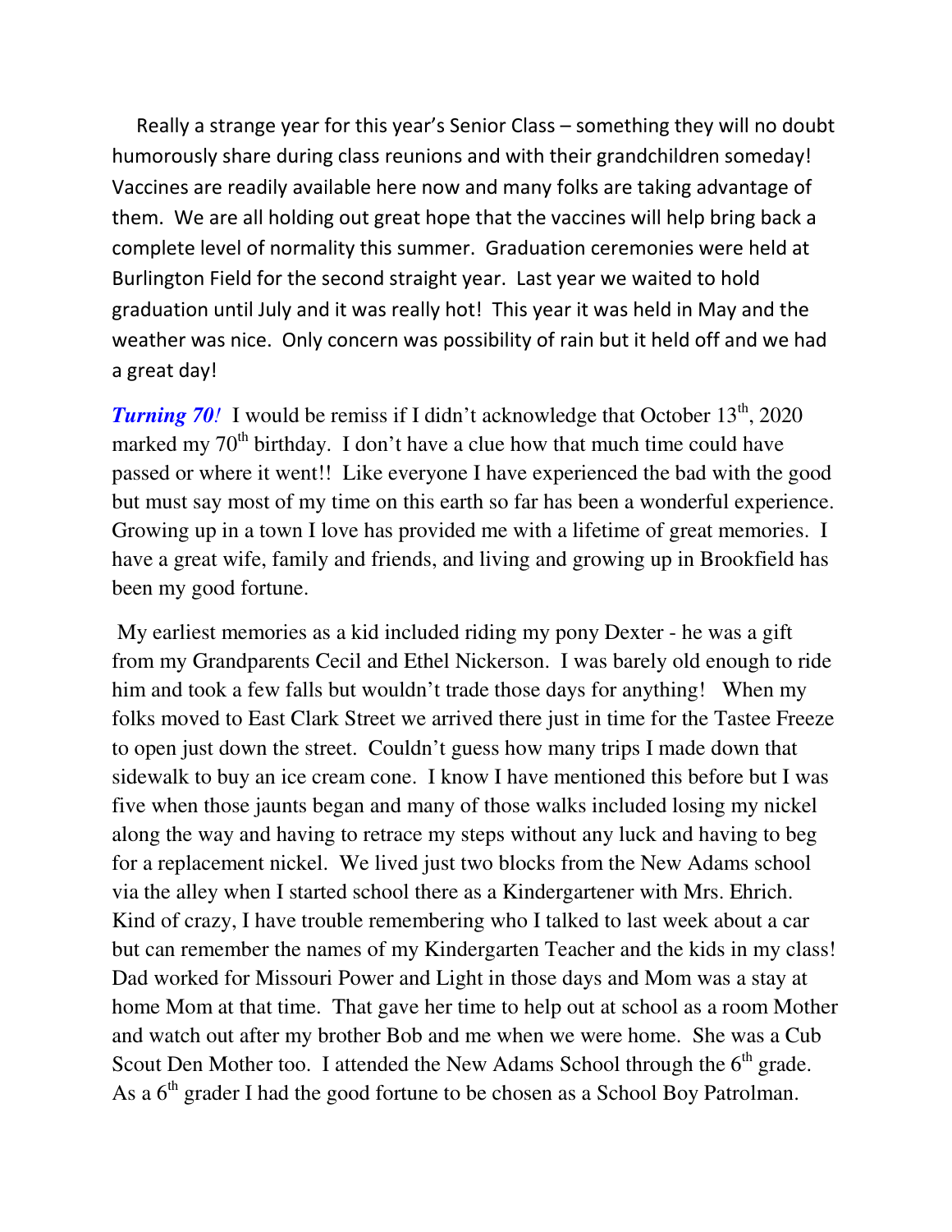Really a strange year for this year's Senior Class – something they will no doubt humorously share during class reunions and with their grandchildren someday! Vaccines are readily available here now and many folks are taking advantage of them. We are all holding out great hope that the vaccines will help bring back a complete level of normality this summer. Graduation ceremonies were held at Burlington Field for the second straight year. Last year we waited to hold graduation until July and it was really hot! This year it was held in May and the weather was nice. Only concern was possibility of rain but it held off and we had a great day!

***Turning 70!*** I would be remiss if I didn't acknowledge that October 13th, 2020 marked my 70th birthday. I don't have a clue how that much time could have passed or where it went!! Like everyone I have experienced the bad with the good but must say most of my time on this earth so far has been a wonderful experience. Growing up in a town I love has provided me with a lifetime of great memories. I have a great wife, family and friends, and living and growing up in Brookfield has been my good fortune.

My earliest memories as a kid included riding my pony Dexter - he was a gift from my Grandparents Cecil and Ethel Nickerson. I was barely old enough to ride him and took a few falls but wouldn't trade those days for anything! When my folks moved to East Clark Street we arrived there just in time for the Tastee Freeze to open just down the street. Couldn't guess how many trips I made down that sidewalk to buy an ice cream cone. I know I have mentioned this before but I was five when those jaunts began and many of those walks included losing my nickel along the way and having to retrace my steps without any luck and having to beg for a replacement nickel. We lived just two blocks from the New Adams school via the alley when I started school there as a Kindergartener with Mrs. Ehrich. Kind of crazy, I have trouble remembering who I talked to last week about a car but can remember the names of my Kindergarten Teacher and the kids in my class! Dad worked for Missouri Power and Light in those days and Mom was a stay at home Mom at that time. That gave her time to help out at school as a room Mother and watch out after my brother Bob and me when we were home. She was a Cub Scout Den Mother too. I attended the New Adams School through the 6th grade. As a 6th grader I had the good fortune to be chosen as a School Boy Patrolman.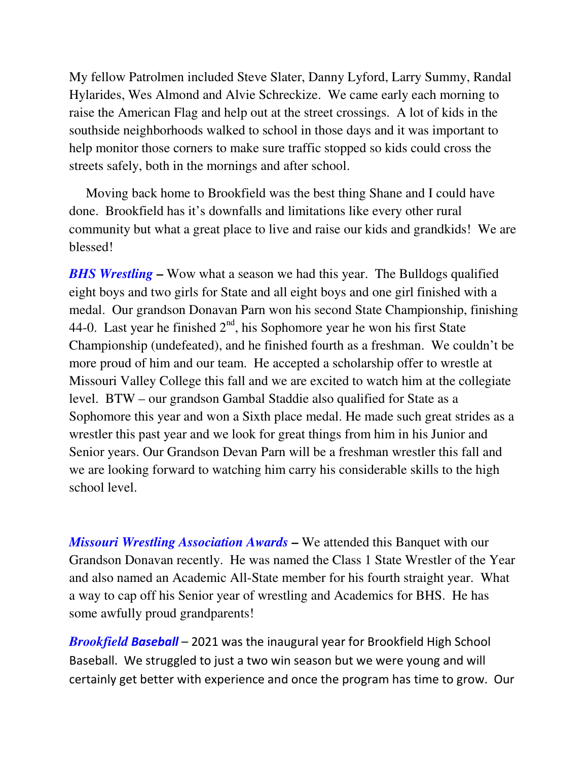My fellow Patrolmen included Steve Slater, Danny Lyford, Larry Summy, Randal Hylarides, Wes Almond and Alvie Schreckize. We came early each morning to raise the American Flag and help out at the street crossings. A lot of kids in the southside neighborhoods walked to school in those days and it was important to help monitor those corners to make sure traffic stopped so kids could cross the streets safely, both in the mornings and after school.

Moving back home to Brookfield was the best thing Shane and I could have done. Brookfield has it's downfalls and limitations like every other rural community but what a great place to live and raise our kids and grandkids! We are blessed!

***BHS Wrestling*** **–** Wow what a season we had this year. The Bulldogs qualified eight boys and two girls for State and all eight boys and one girl finished with a medal. Our grandson Donavan Parn won his second State Championship, finishing 44-0. Last year he finished 2nd, his Sophomore year he won his first State Championship (undefeated), and he finished fourth as a freshman. We couldn't be more proud of him and our team. He accepted a scholarship offer to wrestle at Missouri Valley College this fall and we are excited to watch him at the collegiate level. BTW – our grandson Gambal Staddie also qualified for State as a Sophomore this year and won a Sixth place medal. He made such great strides as a wrestler this past year and we look for great things from him in his Junior and Senior years. Our Grandson Devan Parn will be a freshman wrestler this fall and we are looking forward to watching him carry his considerable skills to the high school level.

***Missouri Wrestling Association Awards*** **–** We attended this Banquet with our Grandson Donavan recently. He was named the Class 1 State Wrestler of the Year and also named an Academic All-State member for his fourth straight year. What a way to cap off his Senior year of wrestling and Academics for BHS. He has some awfully proud grandparents!

***Brookfield Baseball*** – 2021 was the inaugural year for Brookfield High School Baseball. We struggled to just a two win season but we were young and will certainly get better with experience and once the program has time to grow. Our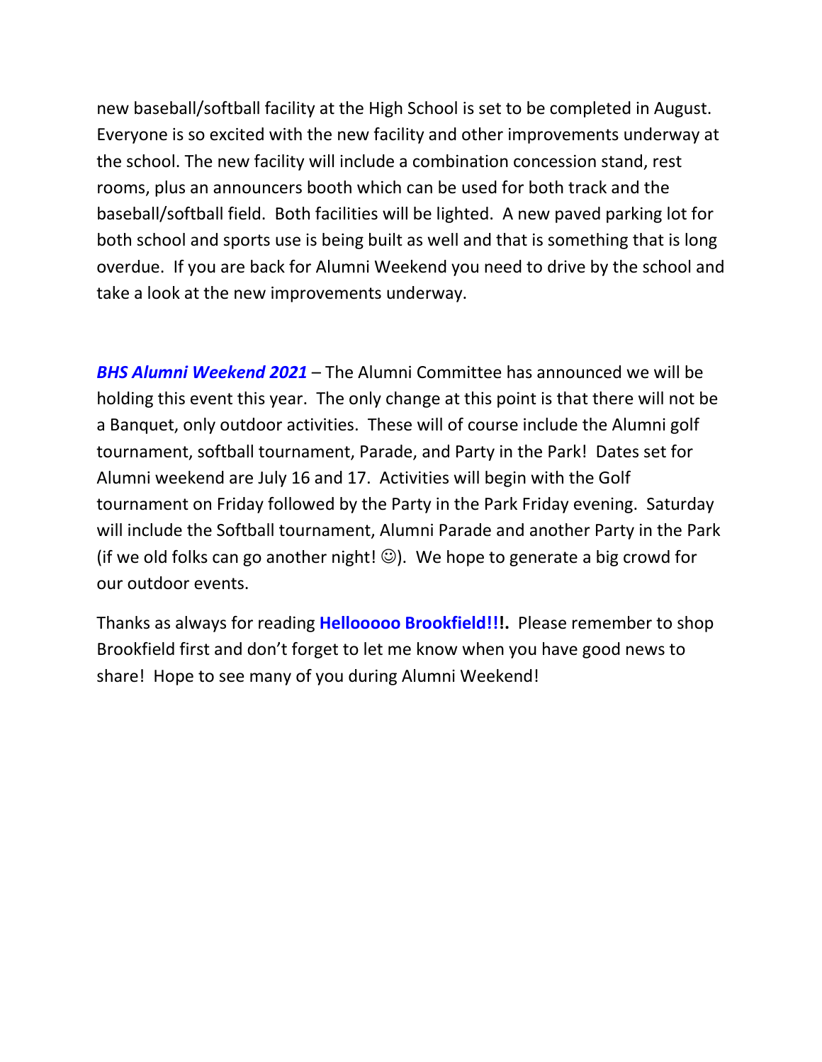new baseball/softball facility at the High School is set to be completed in August. Everyone is so excited with the new facility and other improvements underway at the school. The new facility will include a combination concession stand, rest rooms, plus an announcers booth which can be used for both track and the baseball/softball field. Both facilities will be lighted. A new paved parking lot for both school and sports use is being built as well and that is something that is long overdue. If you are back for Alumni Weekend you need to drive by the school and take a look at the new improvements underway.

***BHS Alumni Weekend 2021*** – The Alumni Committee has announced we will be holding this event this year. The only change at this point is that there will not be a Banquet, only outdoor activities. These will of course include the Alumni golf tournament, softball tournament, Parade, and Party in the Park! Dates set for Alumni weekend are July 16 and 17. Activities will begin with the Golf tournament on Friday followed by the Party in the Park Friday evening. Saturday will include the Softball tournament, Alumni Parade and another Party in the Park (if we old folks can go another night! ☺). We hope to generate a big crowd for our outdoor events.

Thanks as always for reading **Hellooooo Brookfield!!!.** Please remember to shop Brookfield first and don't forget to let me know when you have good news to share! Hope to see many of you during Alumni Weekend!